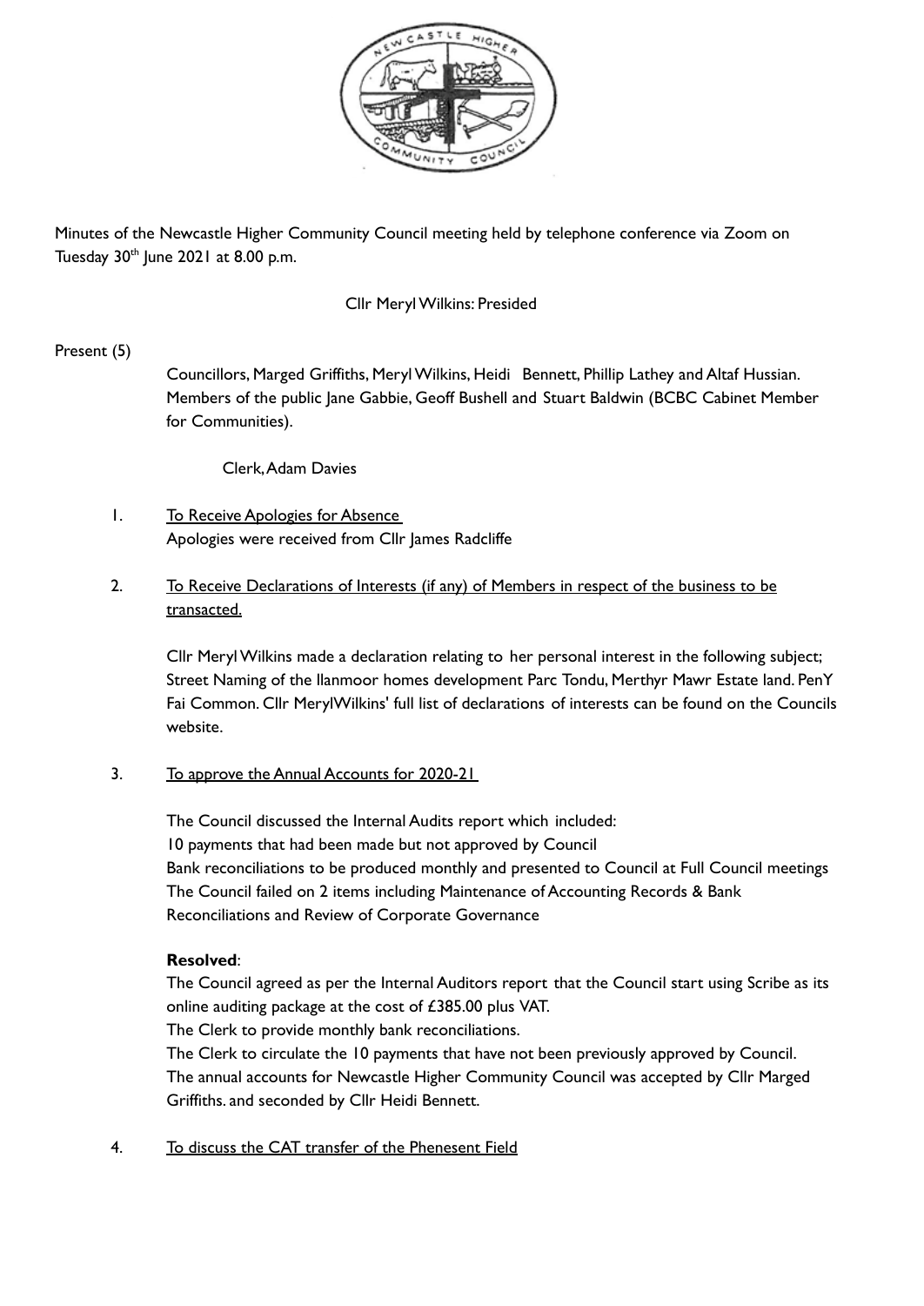Minutes of the Newcastle Higher Community Council meeting held by telephone conference via Zoom on Tuesday 30th June 2021 at 8.00 p.m.

Cllr Meryl Wilkins: Presided

Present (5)

Councillors, Marged Griffiths, Meryl Wilkins, Heidi Bennett, Phillip Lathey and Altaf Hussian. Members of the public Jane Gabbie, Geoff Bushell and Stuart Baldwin (BCBC Cabinet Member for Communities).

Clerk, Adam Davies

1. To Receive Apologies for Absence
   Apologies were received from Cllr James Radcliffe

2. To Receive Declarations of Interests (if any) of Members in respect of the business to be transacted.

   Cllr Meryl Wilkins made a declaration relating to her personal interest in the following subject; Street Naming of the llanmoor homes development Parc Tondu, Merthyr Mawr Estate land. PenY Fai Common. Cllr MerylWilkins' full list of declarations of interests can be found on the Councils website.

3. To approve the Annual Accounts for 2020-21

   The Council discussed the Internal Audits report which included:
   10 payments that had been made but not approved by Council
   Bank reconciliations to be produced monthly and presented to Council at Full Council meetings
   The Council failed on 2 items including Maintenance of Accounting Records & Bank Reconciliations and Review of Corporate Governance

   **Resolved**:
   The Council agreed as per the Internal Auditors report that the Council start using Scribe as its online auditing package at the cost of £385.00 plus VAT.
   The Clerk to provide monthly bank reconciliations.
   The Clerk to circulate the 10 payments that have not been previously approved by Council.
   The annual accounts for Newcastle Higher Community Council was accepted by Cllr Marged Griffiths. and seconded by Cllr Heidi Bennett.

4. To discuss the CAT transfer of the Phenesent Field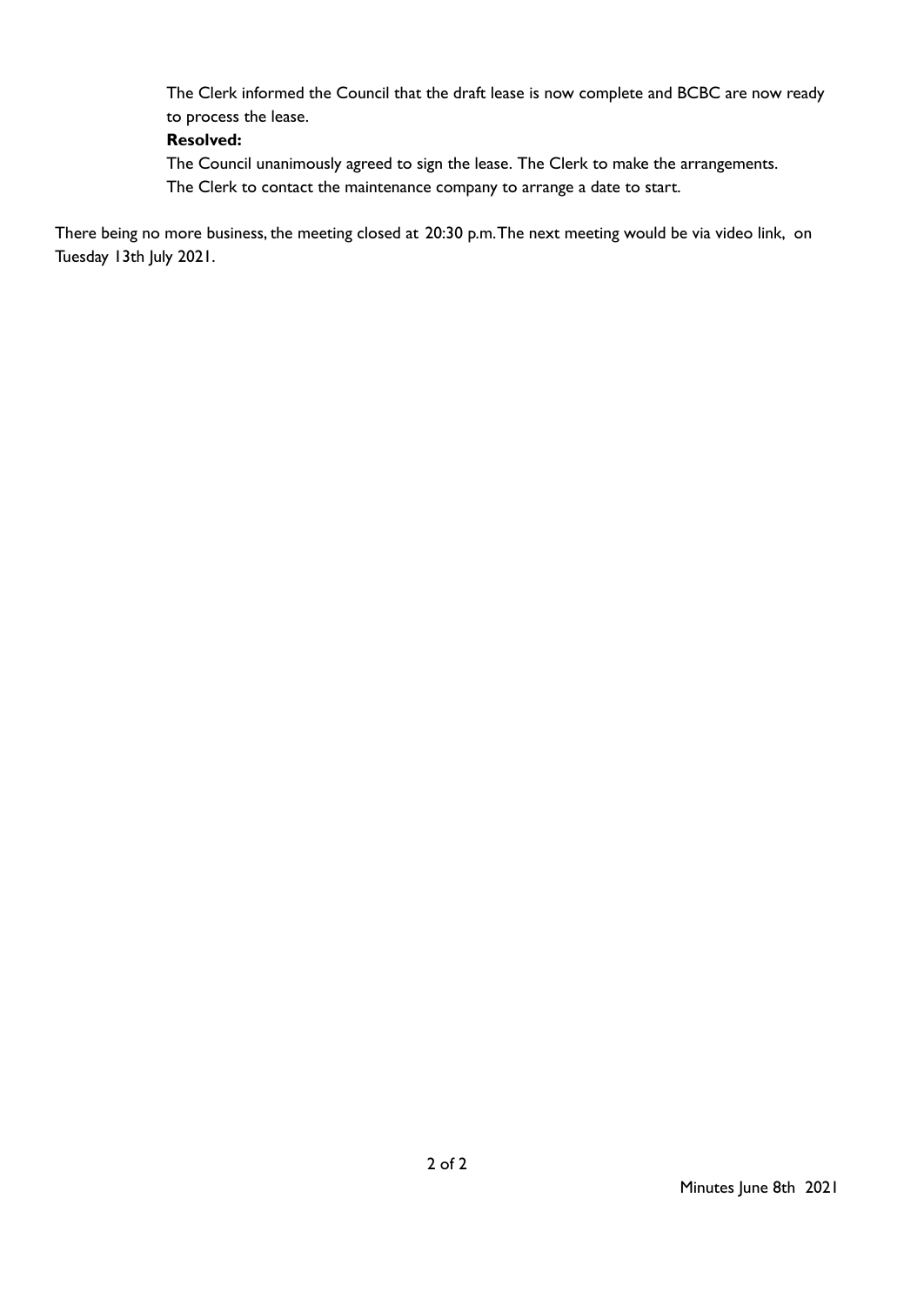The Clerk informed the Council that the draft lease is now complete and BCBC are now ready to process the lease.

**Resolved:**

The Council unanimously agreed to sign the lease. The Clerk to make the arrangements.
The Clerk to contact the maintenance company to arrange a date to start.

There being no more business, the meeting closed at 20:30 p.m. The next meeting would be via video link, on Tuesday 13th July 2021.